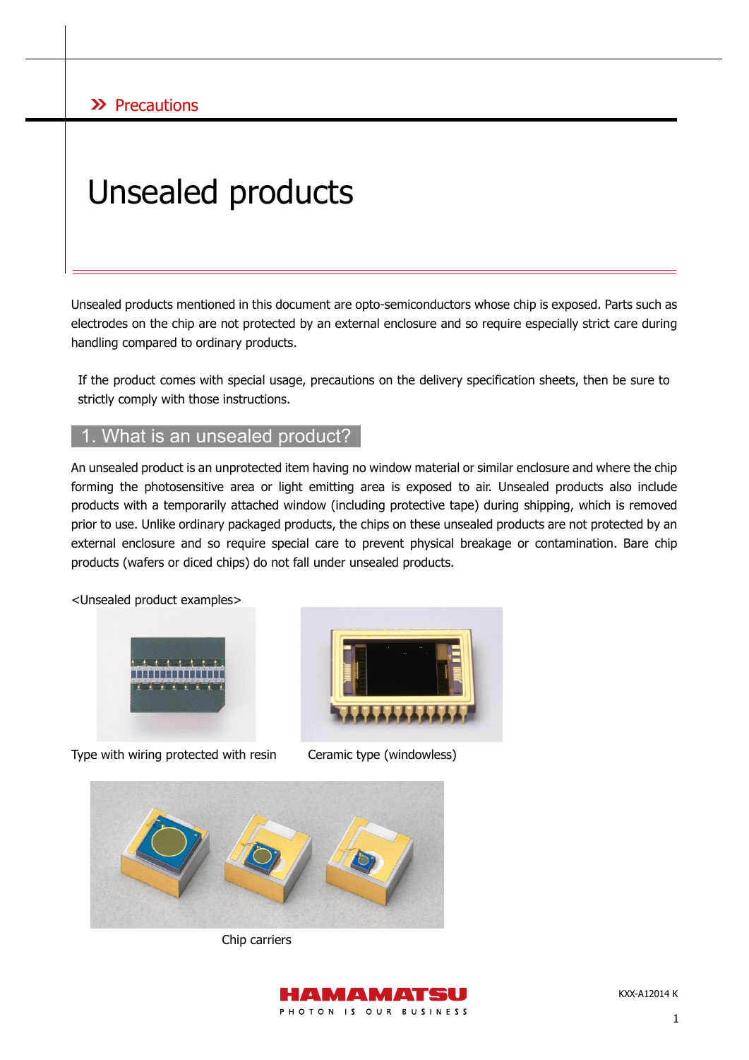» Precautions

# Unsealed products

Unsealed products mentioned in this document are opto-semiconductors whose chip is exposed. Parts such as electrodes on the chip are not protected by an external enclosure and so require especially strict care during handling compared to ordinary products.

If the product comes with special usage, precautions on the delivery specification sheets, then be sure to strictly comply with those instructions.

## 1. What is an unsealed product?

An unsealed product is an unprotected item having no window material or similar enclosure and where the chip forming the photosensitive area or light emitting area is exposed to air. Unsealed products also include products with a temporarily attached window (including protective tape) during shipping, which is removed prior to use. Unlike ordinary packaged products, the chips on these unsealed products are not protected by an external enclosure and so require special care to prevent physical breakage or contamination. Bare chip products (wafers or diced chips) do not fall under unsealed products.

<Unsealed product examples>

Type with wiring protected with resin

Ceramic type (windowless)

Chip carriers

KXX-A12014 K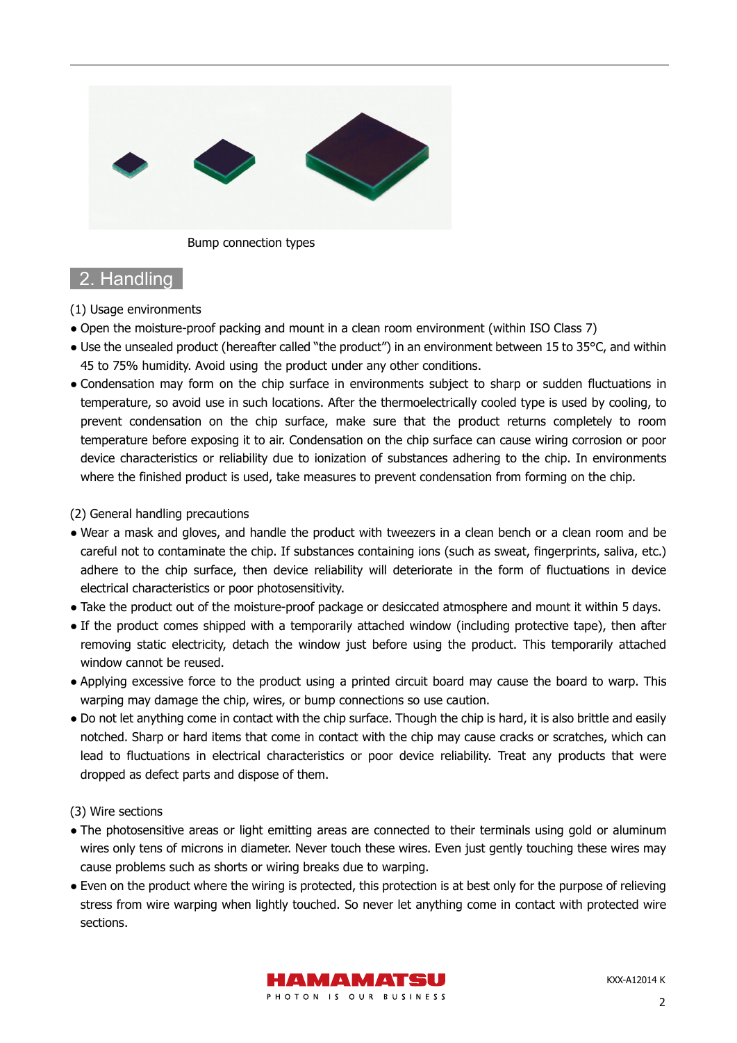Bump connection types

## 2. Handling

(1) Usage environments

- Open the moisture-proof packing and mount in a clean room environment (within ISO Class 7)
- Use the unsealed product (hereafter called "the product") in an environment between 15 to 35°C, and within 45 to 75% humidity. Avoid using the product under any other conditions.
- Condensation may form on the chip surface in environments subject to sharp or sudden fluctuations in temperature, so avoid use in such locations. After the thermoelectrically cooled type is used by cooling, to prevent condensation on the chip surface, make sure that the product returns completely to room temperature before exposing it to air. Condensation on the chip surface can cause wiring corrosion or poor device characteristics or reliability due to ionization of substances adhering to the chip. In environments where the finished product is used, take measures to prevent condensation from forming on the chip.

(2) General handling precautions

- Wear a mask and gloves, and handle the product with tweezers in a clean bench or a clean room and be careful not to contaminate the chip. If substances containing ions (such as sweat, fingerprints, saliva, etc.) adhere to the chip surface, then device reliability will deteriorate in the form of fluctuations in device electrical characteristics or poor photosensitivity.
- Take the product out of the moisture-proof package or desiccated atmosphere and mount it within 5 days.
- If the product comes shipped with a temporarily attached window (including protective tape), then after removing static electricity, detach the window just before using the product. This temporarily attached window cannot be reused.
- Applying excessive force to the product using a printed circuit board may cause the board to warp. This warping may damage the chip, wires, or bump connections so use caution.
- Do not let anything come in contact with the chip surface. Though the chip is hard, it is also brittle and easily notched. Sharp or hard items that come in contact with the chip may cause cracks or scratches, which can lead to fluctuations in electrical characteristics or poor device reliability. Treat any products that were dropped as defect parts and dispose of them.

(3) Wire sections

- The photosensitive areas or light emitting areas are connected to their terminals using gold or aluminum wires only tens of microns in diameter. Never touch these wires. Even just gently touching these wires may cause problems such as shorts or wiring breaks due to warping.
- Even on the product where the wiring is protected, this protection is at best only for the purpose of relieving stress from wire warping when lightly touched. So never let anything come in contact with protected wire sections.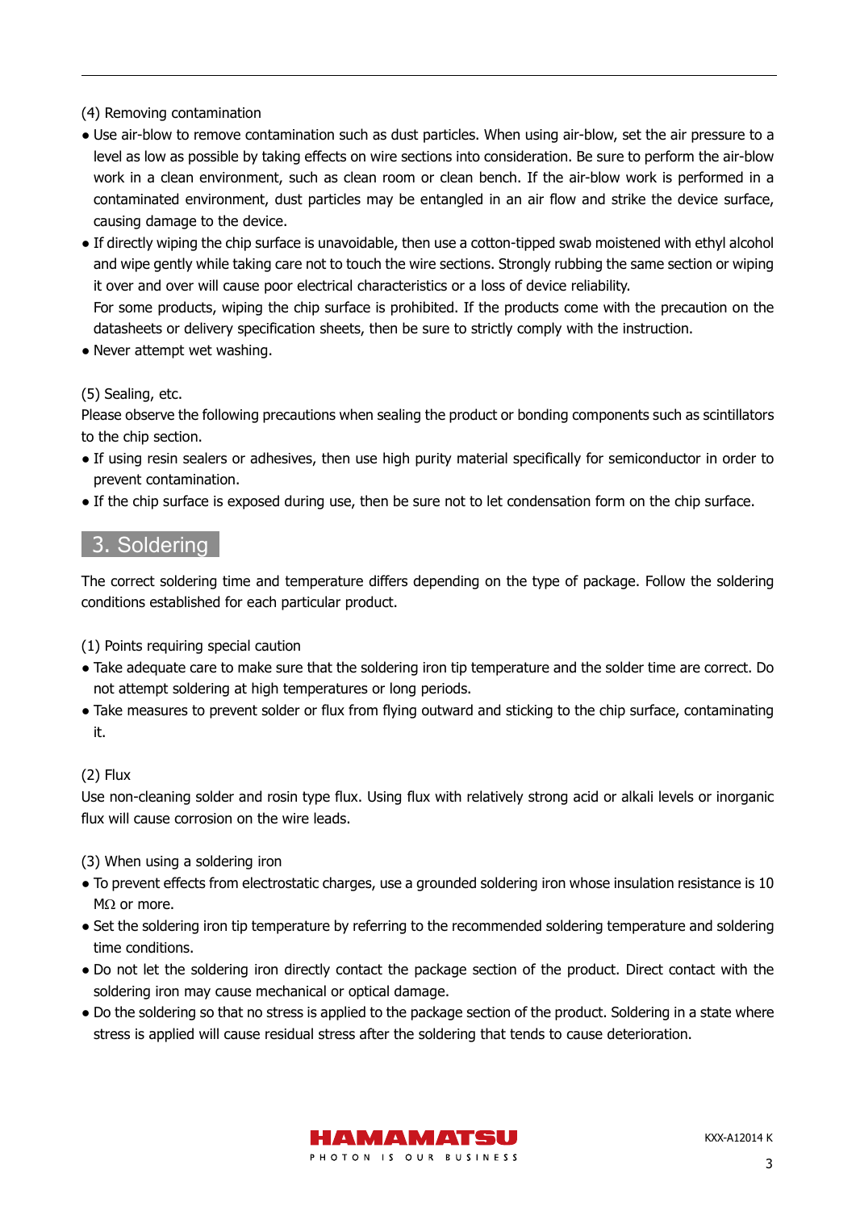(4) Removing contamination

- Use air-blow to remove contamination such as dust particles. When using air-blow, set the air pressure to a level as low as possible by taking effects on wire sections into consideration. Be sure to perform the air-blow work in a clean environment, such as clean room or clean bench. If the air-blow work is performed in a contaminated environment, dust particles may be entangled in an air flow and strike the device surface, causing damage to the device.
- If directly wiping the chip surface is unavoidable, then use a cotton-tipped swab moistened with ethyl alcohol and wipe gently while taking care not to touch the wire sections. Strongly rubbing the same section or wiping it over and over will cause poor electrical characteristics or a loss of device reliability.
  For some products, wiping the chip surface is prohibited. If the products come with the precaution on the datasheets or delivery specification sheets, then be sure to strictly comply with the instruction.
- Never attempt wet washing.

(5) Sealing, etc.

Please observe the following precautions when sealing the product or bonding components such as scintillators to the chip section.

- If using resin sealers or adhesives, then use high purity material specifically for semiconductor in order to prevent contamination.
- If the chip surface is exposed during use, then be sure not to let condensation form on the chip surface.

## 3. Soldering

The correct soldering time and temperature differs depending on the type of package. Follow the soldering conditions established for each particular product.

(1) Points requiring special caution

- Take adequate care to make sure that the soldering iron tip temperature and the solder time are correct. Do not attempt soldering at high temperatures or long periods.
- Take measures to prevent solder or flux from flying outward and sticking to the chip surface, contaminating it.

(2) Flux

Use non-cleaning solder and rosin type flux. Using flux with relatively strong acid or alkali levels or inorganic flux will cause corrosion on the wire leads.

(3) When using a soldering iron

- To prevent effects from electrostatic charges, use a grounded soldering iron whose insulation resistance is 10 MΩ or more.
- Set the soldering iron tip temperature by referring to the recommended soldering temperature and soldering time conditions.
- Do not let the soldering iron directly contact the package section of the product. Direct contact with the soldering iron may cause mechanical or optical damage.
- Do the soldering so that no stress is applied to the package section of the product. Soldering in a state where stress is applied will cause residual stress after the soldering that tends to cause deterioration.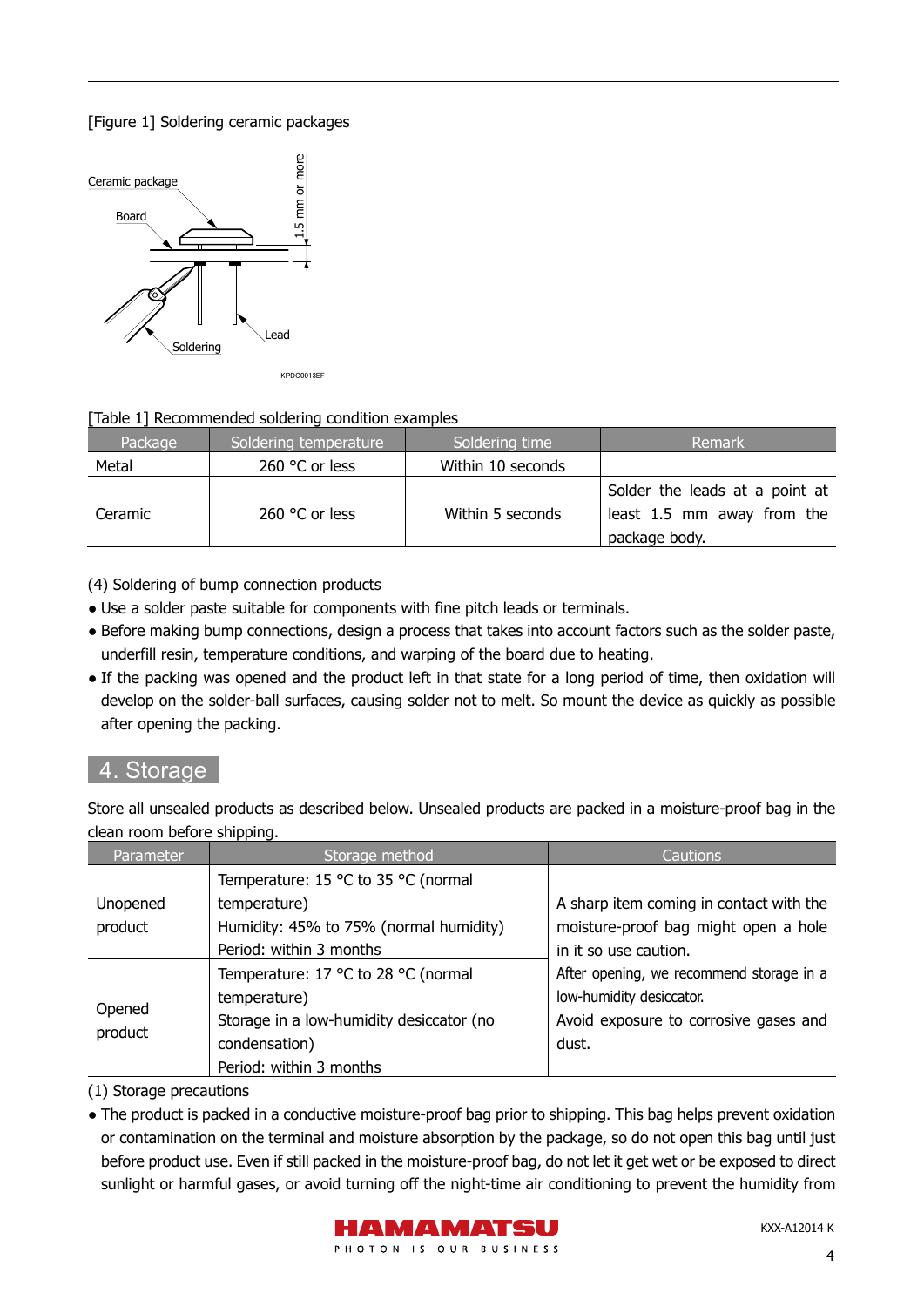[Figure 1] Soldering ceramic packages

[Table 1] Recommended soldering condition examples

| Package | Soldering temperature | Soldering time | Remark |
| --- | --- | --- | --- |
| Metal | 260 °C or less | Within 10 seconds | |
| Ceramic | 260 °C or less | Within 5 seconds | Solder the leads at a point at least 1.5 mm away from the package body. |

(4) Soldering of bump connection products

- Use a solder paste suitable for components with fine pitch leads or terminals.
- Before making bump connections, design a process that takes into account factors such as the solder paste, underfill resin, temperature conditions, and warping of the board due to heating.
- If the packing was opened and the product left in that state for a long period of time, then oxidation will develop on the solder-ball surfaces, causing solder not to melt. So mount the device as quickly as possible after opening the packing.

## 4. Storage

Store all unsealed products as described below. Unsealed products are packed in a moisture-proof bag in the clean room before shipping.

| Parameter | Storage method | Cautions |
| --- | --- | --- |
| Unopened product | Temperature: 15 °C to 35 °C (normal temperature)<br>Humidity: 45% to 75% (normal humidity)<br>Period: within 3 months | A sharp item coming in contact with the moisture-proof bag might open a hole in it so use caution.<br>After opening, we recommend storage in a low-humidity desiccator.<br>Avoid exposure to corrosive gases and dust. |
| Opened product | Temperature: 17 °C to 28 °C (normal temperature)<br>Storage in a low-humidity desiccator (no condensation)<br>Period: within 3 months | |

(1) Storage precautions

- The product is packed in a conductive moisture-proof bag prior to shipping. This bag helps prevent oxidation or contamination on the terminal and moisture absorption by the package, so do not open this bag until just before product use. Even if still packed in the moisture-proof bag, do not let it get wet or be exposed to direct sunlight or harmful gases, or avoid turning off the night-time air conditioning to prevent the humidity from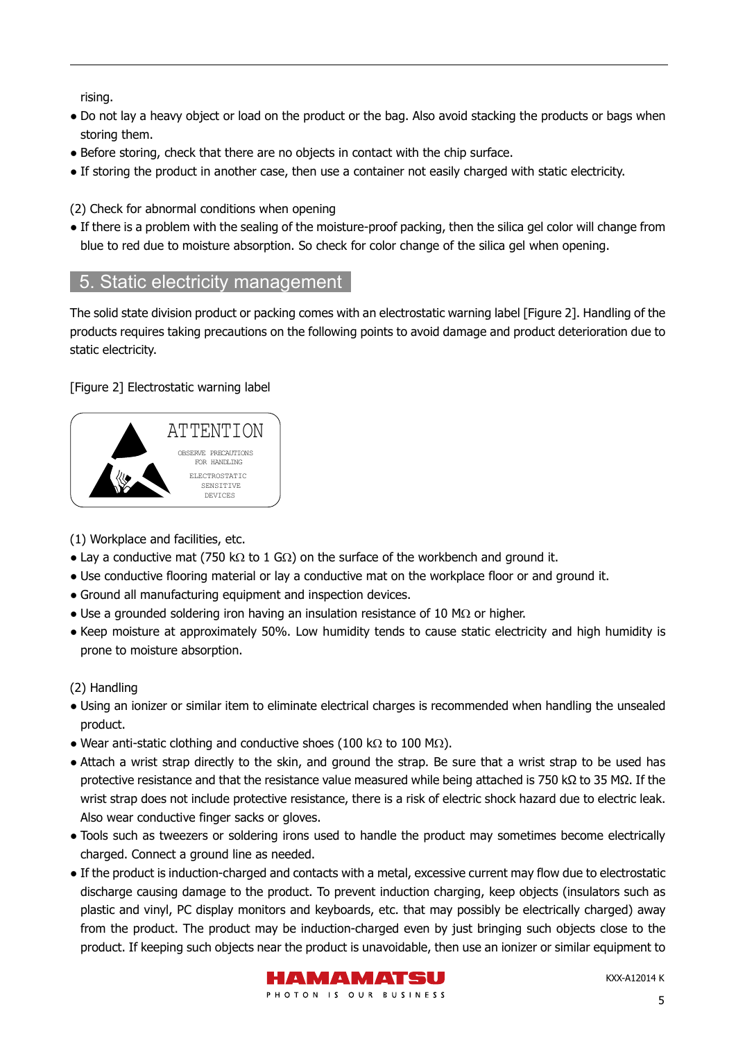rising.

- Do not lay a heavy object or load on the product or the bag. Also avoid stacking the products or bags when storing them.
- Before storing, check that there are no objects in contact with the chip surface.
- If storing the product in another case, then use a container not easily charged with static electricity.

(2) Check for abnormal conditions when opening

- If there is a problem with the sealing of the moisture-proof packing, then the silica gel color will change from blue to red due to moisture absorption. So check for color change of the silica gel when opening.

## 5. Static electricity management

The solid state division product or packing comes with an electrostatic warning label [Figure 2]. Handling of the products requires taking precautions on the following points to avoid damage and product deterioration due to static electricity.

[Figure 2] Electrostatic warning label

ATTENTION

OBSERVE PRECAUTIONS FOR HANDLING

ELECTROSTATIC SENSITIVE DEVICES

(1) Workplace and facilities, etc.

- Lay a conductive mat (750 kΩ to 1 GΩ) on the surface of the workbench and ground it.
- Use conductive flooring material or lay a conductive mat on the workplace floor or and ground it.
- Ground all manufacturing equipment and inspection devices.
- Use a grounded soldering iron having an insulation resistance of 10 MΩ or higher.
- Keep moisture at approximately 50%. Low humidity tends to cause static electricity and high humidity is prone to moisture absorption.

(2) Handling

- Using an ionizer or similar item to eliminate electrical charges is recommended when handling the unsealed product.
- Wear anti-static clothing and conductive shoes (100 kΩ to 100 MΩ).
- Attach a wrist strap directly to the skin, and ground the strap. Be sure that a wrist strap to be used has protective resistance and that the resistance value measured while being attached is 750 kΩ to 35 MΩ. If the wrist strap does not include protective resistance, there is a risk of electric shock hazard due to electric leak. Also wear conductive finger sacks or gloves.
- Tools such as tweezers or soldering irons used to handle the product may sometimes become electrically charged. Connect a ground line as needed.
- If the product is induction-charged and contacts with a metal, excessive current may flow due to electrostatic discharge causing damage to the product. To prevent induction charging, keep objects (insulators such as plastic and vinyl, PC display monitors and keyboards, etc. that may possibly be electrically charged) away from the product. The product may be induction-charged even by just bringing such objects close to the product. If keeping such objects near the product is unavoidable, then use an ionizer or similar equipment to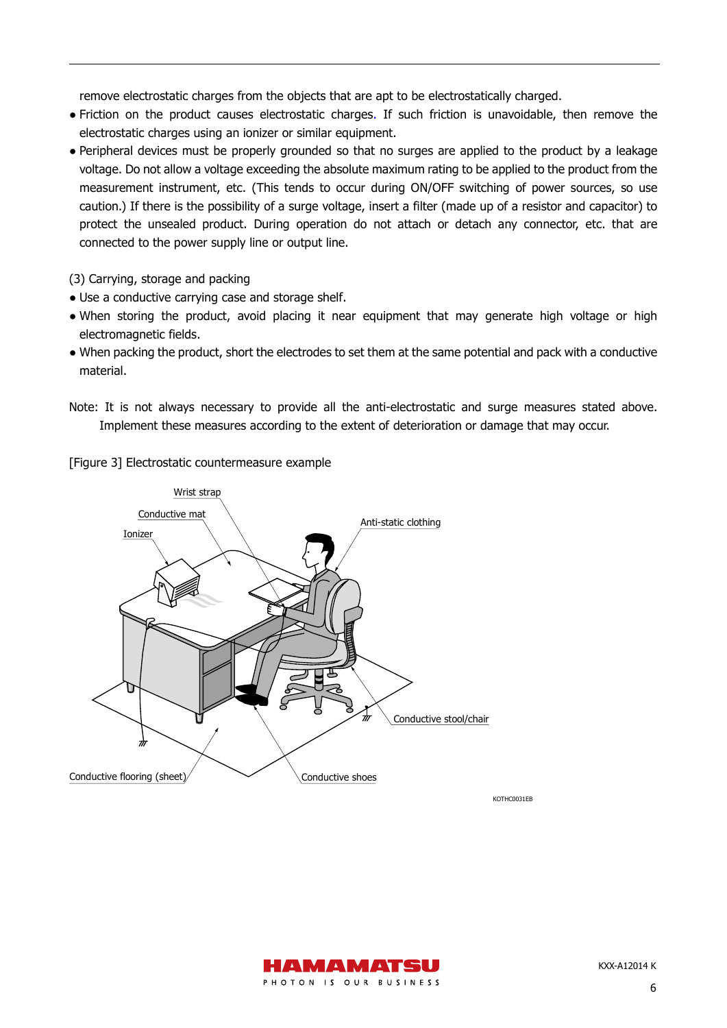remove electrostatic charges from the objects that are apt to be electrostatically charged.

- Friction on the product causes electrostatic charges. If such friction is unavoidable, then remove the electrostatic charges using an ionizer or similar equipment.
- Peripheral devices must be properly grounded so that no surges are applied to the product by a leakage voltage. Do not allow a voltage exceeding the absolute maximum rating to be applied to the product from the measurement instrument, etc. (This tends to occur during ON/OFF switching of power sources, so use caution.) If there is the possibility of a surge voltage, insert a filter (made up of a resistor and capacitor) to protect the unsealed product. During operation do not attach or detach any connector, etc. that are connected to the power supply line or output line.

(3) Carrying, storage and packing

- Use a conductive carrying case and storage shelf.
- When storing the product, avoid placing it near equipment that may generate high voltage or high electromagnetic fields.
- When packing the product, short the electrodes to set them at the same potential and pack with a conductive material.

Note: It is not always necessary to provide all the anti-electrostatic and surge measures stated above. Implement these measures according to the extent of deterioration or damage that may occur.

[Figure 3] Electrostatic countermeasure example

Wrist strap
Conductive mat
Ionizer
Anti-static clothing
Conductive stool/chair
Conductive flooring (sheet)
Conductive shoes

KOTHC0031EB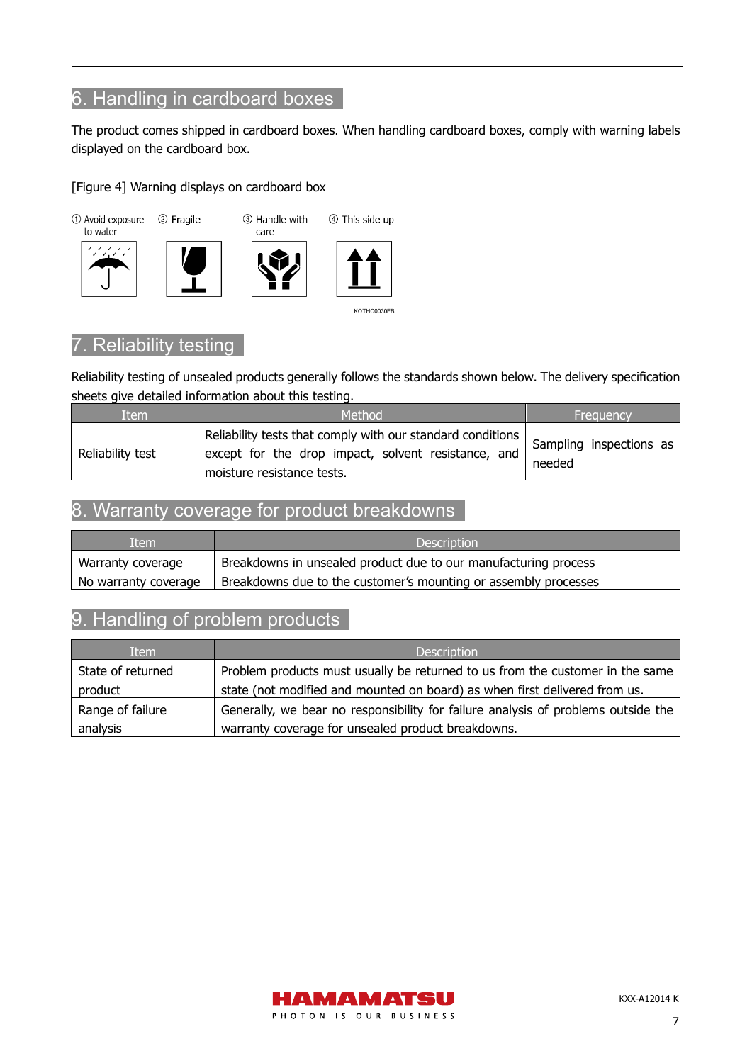## 6. Handling in cardboard boxes

The product comes shipped in cardboard boxes. When handling cardboard boxes, comply with warning labels displayed on the cardboard box.

[Figure 4] Warning displays on cardboard box

① Avoid exposure to water
② Fragile
③ Handle with care
④ This side up

KOTHC0030EB

## 7. Reliability testing

Reliability testing of unsealed products generally follows the standards shown below. The delivery specification sheets give detailed information about this testing.

| Item | Method | Frequency |
|---|---|---|
| Reliability test | Reliability tests that comply with our standard conditions except for the drop impact, solvent resistance, and moisture resistance tests. | Sampling inspections as needed |

## 8. Warranty coverage for product breakdowns

| Item | Description |
|---|---|
| Warranty coverage | Breakdowns in unsealed product due to our manufacturing process |
| No warranty coverage | Breakdowns due to the customer's mounting or assembly processes |

## 9. Handling of problem products

| Item | Description |
|---|---|
| State of returned product | Problem products must usually be returned to us from the customer in the same state (not modified and mounted on board) as when first delivered from us. |
| Range of failure analysis | Generally, we bear no responsibility for failure analysis of problems outside the warranty coverage for unsealed product breakdowns. |

KXX-A12014 K